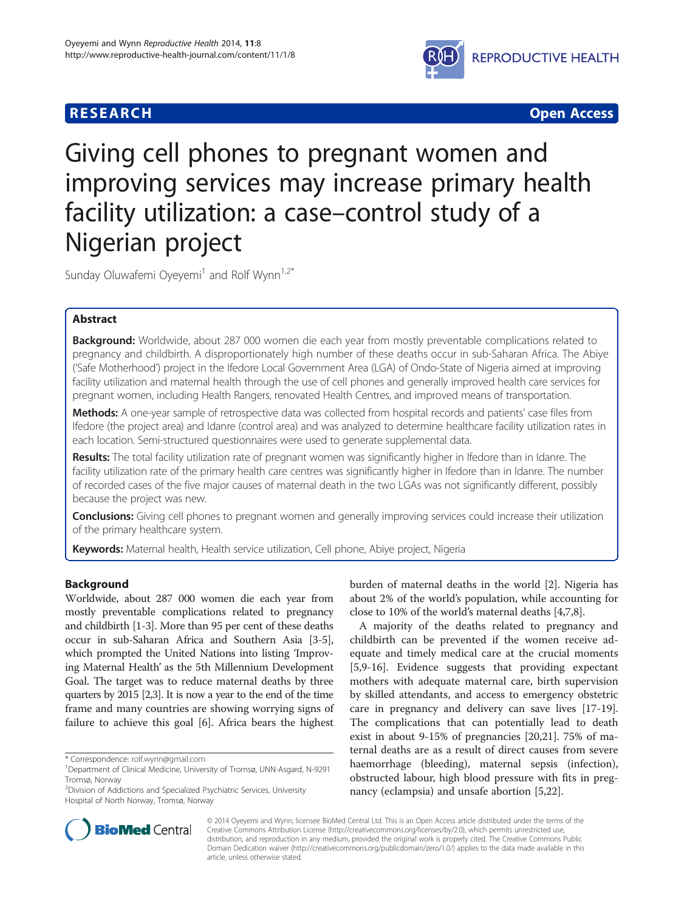**RESEARCH** **Open Access**

# Giving cell phones to pregnant women and improving services may increase primary health facility utilization: a case–control study of a Nigerian project

Sunday Oluwafemi Oyeyemi[1] and Rolf Wynn[1,2*]

## Abstract

**Background:** Worldwide, about 287 000 women die each year from mostly preventable complications related to pregnancy and childbirth. A disproportionately high number of these deaths occur in sub-Saharan Africa. The Abiye ('Safe Motherhood') project in the Ifedore Local Government Area (LGA) of Ondo-State of Nigeria aimed at improving facility utilization and maternal health through the use of cell phones and generally improved health care services for pregnant women, including Health Rangers, renovated Health Centres, and improved means of transportation.

**Methods:** A one-year sample of retrospective data was collected from hospital records and patients' case files from Ifedore (the project area) and Idanre (control area) and was analyzed to determine healthcare facility utilization rates in each location. Semi-structured questionnaires were used to generate supplemental data.

**Results:** The total facility utilization rate of pregnant women was significantly higher in Ifedore than in Idanre. The facility utilization rate of the primary health care centres was significantly higher in Ifedore than in Idanre. The number of recorded cases of the five major causes of maternal death in the two LGAs was not significantly different, possibly because the project was new.

**Conclusions:** Giving cell phones to pregnant women and generally improving services could increase their utilization of the primary healthcare system.

**Keywords:** Maternal health, Health service utilization, Cell phone, Abiye project, Nigeria

## Background

Worldwide, about 287 000 women die each year from mostly preventable complications related to pregnancy and childbirth [1-3]. More than 95 per cent of these deaths occur in sub-Saharan Africa and Southern Asia [3-5], which prompted the United Nations into listing 'Improving Maternal Health' as the 5th Millennium Development Goal. The target was to reduce maternal deaths by three quarters by 2015 [2,3]. It is now a year to the end of the time frame and many countries are showing worrying signs of failure to achieve this goal [6]. Africa bears the highest burden of maternal deaths in the world [2]. Nigeria has about 2% of the world's population, while accounting for close to 10% of the world's maternal deaths [4,7,8].

A majority of the deaths related to pregnancy and childbirth can be prevented if the women receive adequate and timely medical care at the crucial moments [5,9-16]. Evidence suggests that providing expectant mothers with adequate maternal care, birth supervision by skilled attendants, and access to emergency obstetric care in pregnancy and delivery can save lives [17-19]. The complications that can potentially lead to death exist in about 9-15% of pregnancies [20,21]. 75% of maternal deaths are as a result of direct causes from severe haemorrhage (bleeding), maternal sepsis (infection), obstructed labour, high blood pressure with fits in pregnancy (eclampsia) and unsafe abortion [5,22].

* Correspondence: rolf.wynn@gmail.com
[1]Department of Clinical Medicine, University of Tromsø, UNN-Asgard, N-9291 Tromsø, Norway
[2]Division of Addictions and Specialized Psychiatric Services, University Hospital of North Norway, Tromsø, Norway

© 2014 Oyeyemi and Wynn; licensee BioMed Central Ltd. This is an Open Access article distributed under the terms of the Creative Commons Attribution License (http://creativecommons.org/licenses/by/2.0), which permits unrestricted use, distribution, and reproduction in any medium, provided the original work is properly cited. The Creative Commons Public Domain Dedication waiver (http://creativecommons.org/publicdomain/zero/1.0/) applies to the data made available in this article, unless otherwise stated.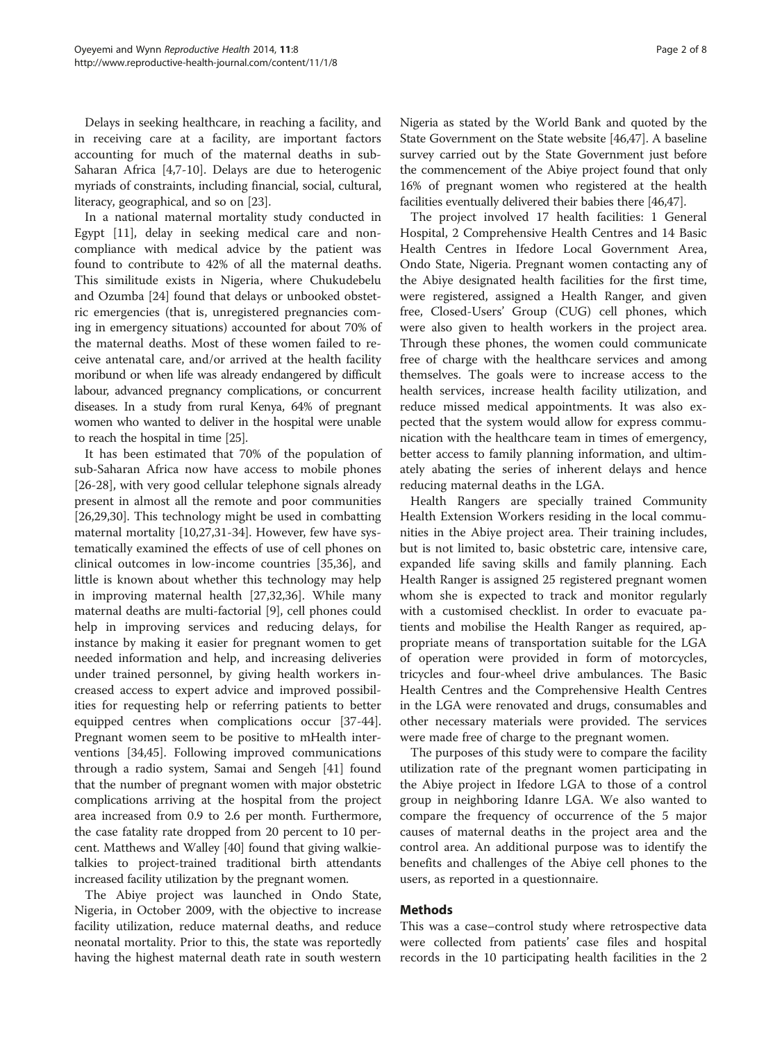Delays in seeking healthcare, in reaching a facility, and in receiving care at a facility, are important factors accounting for much of the maternal deaths in sub-Saharan Africa [4,7-10]. Delays are due to heterogenic myriads of constraints, including financial, social, cultural, literacy, geographical, and so on [23].

In a national maternal mortality study conducted in Egypt [11], delay in seeking medical care and non-compliance with medical advice by the patient was found to contribute to 42% of all the maternal deaths. This similitude exists in Nigeria, where Chukudebelu and Ozumba [24] found that delays or unbooked obstetric emergencies (that is, unregistered pregnancies coming in emergency situations) accounted for about 70% of the maternal deaths. Most of these women failed to receive antenatal care, and/or arrived at the health facility moribund or when life was already endangered by difficult labour, advanced pregnancy complications, or concurrent diseases. In a study from rural Kenya, 64% of pregnant women who wanted to deliver in the hospital were unable to reach the hospital in time [25].

It has been estimated that 70% of the population of sub-Saharan Africa now have access to mobile phones [26-28], with very good cellular telephone signals already present in almost all the remote and poor communities [26,29,30]. This technology might be used in combatting maternal mortality [10,27,31-34]. However, few have systematically examined the effects of use of cell phones on clinical outcomes in low-income countries [35,36], and little is known about whether this technology may help in improving maternal health [27,32,36]. While many maternal deaths are multi-factorial [9], cell phones could help in improving services and reducing delays, for instance by making it easier for pregnant women to get needed information and help, and increasing deliveries under trained personnel, by giving health workers increased access to expert advice and improved possibilities for requesting help or referring patients to better equipped centres when complications occur [37-44]. Pregnant women seem to be positive to mHealth interventions [34,45]. Following improved communications through a radio system, Samai and Sengeh [41] found that the number of pregnant women with major obstetric complications arriving at the hospital from the project area increased from 0.9 to 2.6 per month. Furthermore, the case fatality rate dropped from 20 percent to 10 percent. Matthews and Walley [40] found that giving walkie-talkies to project-trained traditional birth attendants increased facility utilization by the pregnant women.

The Abiye project was launched in Ondo State, Nigeria, in October 2009, with the objective to increase facility utilization, reduce maternal deaths, and reduce neonatal mortality. Prior to this, the state was reportedly having the highest maternal death rate in south western Nigeria as stated by the World Bank and quoted by the State Government on the State website [46,47]. A baseline survey carried out by the State Government just before the commencement of the Abiye project found that only 16% of pregnant women who registered at the health facilities eventually delivered their babies there [46,47].

The project involved 17 health facilities: 1 General Hospital, 2 Comprehensive Health Centres and 14 Basic Health Centres in Ifedore Local Government Area, Ondo State, Nigeria. Pregnant women contacting any of the Abiye designated health facilities for the first time, were registered, assigned a Health Ranger, and given free, Closed-Users' Group (CUG) cell phones, which were also given to health workers in the project area. Through these phones, the women could communicate free of charge with the healthcare services and among themselves. The goals were to increase access to the health services, increase health facility utilization, and reduce missed medical appointments. It was also expected that the system would allow for express communication with the healthcare team in times of emergency, better access to family planning information, and ultimately abating the series of inherent delays and hence reducing maternal deaths in the LGA.

Health Rangers are specially trained Community Health Extension Workers residing in the local communities in the Abiye project area. Their training includes, but is not limited to, basic obstetric care, intensive care, expanded life saving skills and family planning. Each Health Ranger is assigned 25 registered pregnant women whom she is expected to track and monitor regularly with a customised checklist. In order to evacuate patients and mobilise the Health Ranger as required, appropriate means of transportation suitable for the LGA of operation were provided in form of motorcycles, tricycles and four-wheel drive ambulances. The Basic Health Centres and the Comprehensive Health Centres in the LGA were renovated and drugs, consumables and other necessary materials were provided. The services were made free of charge to the pregnant women.

The purposes of this study were to compare the facility utilization rate of the pregnant women participating in the Abiye project in Ifedore LGA to those of a control group in neighboring Idanre LGA. We also wanted to compare the frequency of occurrence of the 5 major causes of maternal deaths in the project area and the control area. An additional purpose was to identify the benefits and challenges of the Abiye cell phones to the users, as reported in a questionnaire.

## Methods

This was a case–control study where retrospective data were collected from patients' case files and hospital records in the 10 participating health facilities in the 2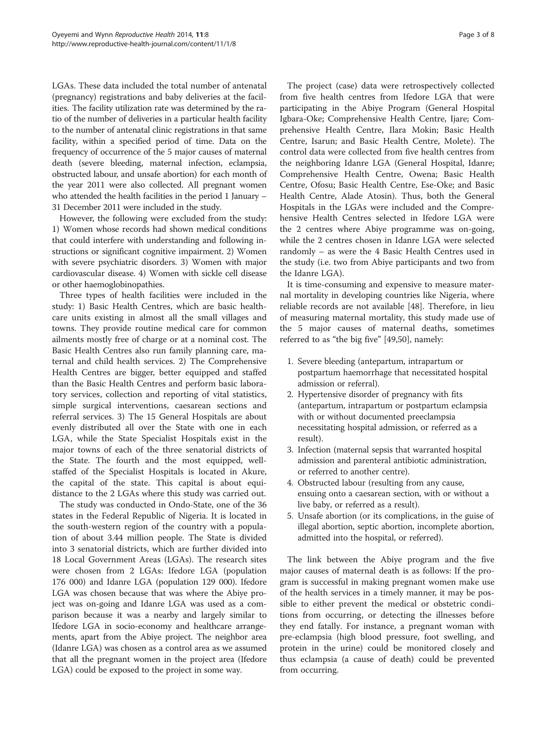LGAs. These data included the total number of antenatal (pregnancy) registrations and baby deliveries at the facilities. The facility utilization rate was determined by the ratio of the number of deliveries in a particular health facility to the number of antenatal clinic registrations in that same facility, within a specified period of time. Data on the frequency of occurrence of the 5 major causes of maternal death (severe bleeding, maternal infection, eclampsia, obstructed labour, and unsafe abortion) for each month of the year 2011 were also collected. All pregnant women who attended the health facilities in the period 1 January – 31 December 2011 were included in the study.

However, the following were excluded from the study: 1) Women whose records had shown medical conditions that could interfere with understanding and following instructions or significant cognitive impairment. 2) Women with severe psychiatric disorders. 3) Women with major cardiovascular disease. 4) Women with sickle cell disease or other haemoglobinopathies.

Three types of health facilities were included in the study: 1) Basic Health Centres, which are basic healthcare units existing in almost all the small villages and towns. They provide routine medical care for common ailments mostly free of charge or at a nominal cost. The Basic Health Centres also run family planning care, maternal and child health services. 2) The Comprehensive Health Centres are bigger, better equipped and staffed than the Basic Health Centres and perform basic laboratory services, collection and reporting of vital statistics, simple surgical interventions, caesarean sections and referral services. 3) The 15 General Hospitals are about evenly distributed all over the State with one in each LGA, while the State Specialist Hospitals exist in the major towns of each of the three senatorial districts of the State. The fourth and the most equipped, well-staffed of the Specialist Hospitals is located in Akure, the capital of the state. This capital is about equidistance to the 2 LGAs where this study was carried out.

The study was conducted in Ondo-State, one of the 36 states in the Federal Republic of Nigeria. It is located in the south-western region of the country with a population of about 3.44 million people. The State is divided into 3 senatorial districts, which are further divided into 18 Local Government Areas (LGAs). The research sites were chosen from 2 LGAs: Ifedore LGA (population 176 000) and Idanre LGA (population 129 000). Ifedore LGA was chosen because that was where the Abiye project was on-going and Idanre LGA was used as a comparison because it was a nearby and largely similar to Ifedore LGA in socio-economy and healthcare arrangements, apart from the Abiye project. The neighbor area (Idanre LGA) was chosen as a control area as we assumed that all the pregnant women in the project area (Ifedore LGA) could be exposed to the project in some way.

The project (case) data were retrospectively collected from five health centres from Ifedore LGA that were participating in the Abiye Program (General Hospital Igbara-Oke; Comprehensive Health Centre, Ijare; Comprehensive Health Centre, Ilara Mokin; Basic Health Centre, Isarun; and Basic Health Centre, Molete). The control data were collected from five health centres from the neighboring Idanre LGA (General Hospital, Idanre; Comprehensive Health Centre, Owena; Basic Health Centre, Ofosu; Basic Health Centre, Ese-Oke; and Basic Health Centre, Alade Atosin). Thus, both the General Hospitals in the LGAs were included and the Comprehensive Health Centres selected in Ifedore LGA were the 2 centres where Abiye programme was on-going, while the 2 centres chosen in Idanre LGA were selected randomly – as were the 4 Basic Health Centres used in the study (i.e. two from Abiye participants and two from the Idanre LGA).

It is time-consuming and expensive to measure maternal mortality in developing countries like Nigeria, where reliable records are not available [48]. Therefore, in lieu of measuring maternal mortality, this study made use of the 5 major causes of maternal deaths, sometimes referred to as "the big five" [49,50], namely:

1. Severe bleeding (antepartum, intrapartum or postpartum haemorrhage that necessitated hospital admission or referral).
2. Hypertensive disorder of pregnancy with fits (antepartum, intrapartum or postpartum eclampsia with or without documented preeclampsia necessitating hospital admission, or referred as a result).
3. Infection (maternal sepsis that warranted hospital admission and parenteral antibiotic administration, or referred to another centre).
4. Obstructed labour (resulting from any cause, ensuing onto a caesarean section, with or without a live baby, or referred as a result).
5. Unsafe abortion (or its complications, in the guise of illegal abortion, septic abortion, incomplete abortion, admitted into the hospital, or referred).

The link between the Abiye program and the five major causes of maternal death is as follows: If the program is successful in making pregnant women make use of the health services in a timely manner, it may be possible to either prevent the medical or obstetric conditions from occurring, or detecting the illnesses before they end fatally. For instance, a pregnant woman with pre-eclampsia (high blood pressure, foot swelling, and protein in the urine) could be monitored closely and thus eclampsia (a cause of death) could be prevented from occurring.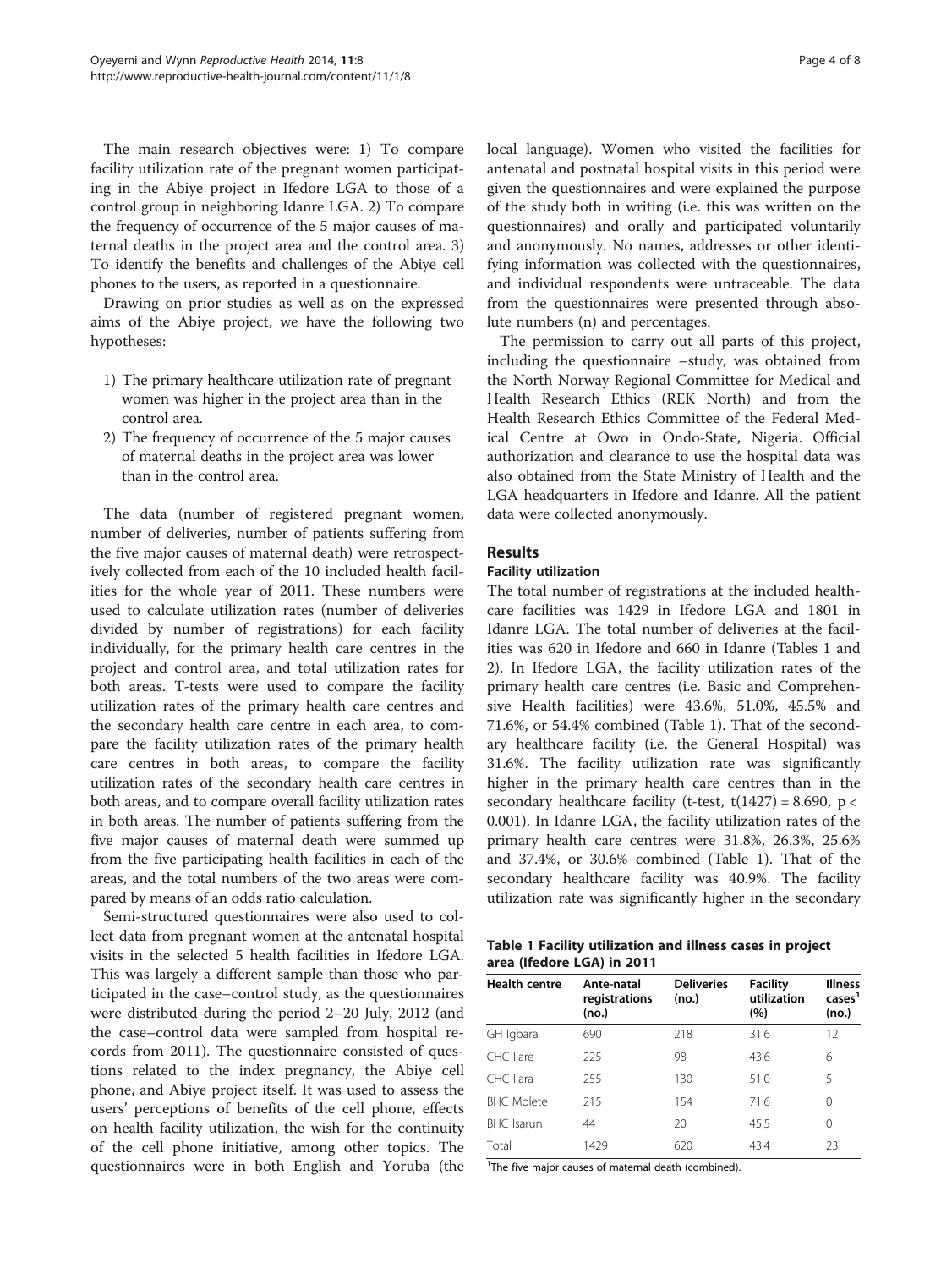The main research objectives were: 1) To compare facility utilization rate of the pregnant women participating in the Abiye project in Ifedore LGA to those of a control group in neighboring Idanre LGA. 2) To compare the frequency of occurrence of the 5 major causes of maternal deaths in the project area and the control area. 3) To identify the benefits and challenges of the Abiye cell phones to the users, as reported in a questionnaire.

Drawing on prior studies as well as on the expressed aims of the Abiye project, we have the following two hypotheses:

1) The primary healthcare utilization rate of pregnant women was higher in the project area than in the control area.
2) The frequency of occurrence of the 5 major causes of maternal deaths in the project area was lower than in the control area.

The data (number of registered pregnant women, number of deliveries, number of patients suffering from the five major causes of maternal death) were retrospectively collected from each of the 10 included health facilities for the whole year of 2011. These numbers were used to calculate utilization rates (number of deliveries divided by number of registrations) for each facility individually, for the primary health care centres in the project and control area, and total utilization rates for both areas. T-tests were used to compare the facility utilization rates of the primary health care centres and the secondary health care centre in each area, to compare the facility utilization rates of the primary health care centres in both areas, to compare the facility utilization rates of the secondary health care centres in both areas, and to compare overall facility utilization rates in both areas. The number of patients suffering from the five major causes of maternal death were summed up from the five participating health facilities in each of the areas, and the total numbers of the two areas were compared by means of an odds ratio calculation.

Semi-structured questionnaires were also used to collect data from pregnant women at the antenatal hospital visits in the selected 5 health facilities in Ifedore LGA. This was largely a different sample than those who participated in the case–control study, as the questionnaires were distributed during the period 2–20 July, 2012 (and the case–control data were sampled from hospital records from 2011). The questionnaire consisted of questions related to the index pregnancy, the Abiye cell phone, and Abiye project itself. It was used to assess the users' perceptions of benefits of the cell phone, effects on health facility utilization, the wish for the continuity of the cell phone initiative, among other topics. The questionnaires were in both English and Yoruba (the local language). Women who visited the facilities for antenatal and postnatal hospital visits in this period were given the questionnaires and were explained the purpose of the study both in writing (i.e. this was written on the questionnaires) and orally and participated voluntarily and anonymously. No names, addresses or other identifying information was collected with the questionnaires, and individual respondents were untraceable. The data from the questionnaires were presented through absolute numbers (n) and percentages.

The permission to carry out all parts of this project, including the questionnaire –study, was obtained from the North Norway Regional Committee for Medical and Health Research Ethics (REK North) and from the Health Research Ethics Committee of the Federal Medical Centre at Owo in Ondo-State, Nigeria. Official authorization and clearance to use the hospital data was also obtained from the State Ministry of Health and the LGA headquarters in Ifedore and Idanre. All the patient data were collected anonymously.

## Results

### Facility utilization

The total number of registrations at the included healthcare facilities was 1429 in Ifedore LGA and 1801 in Idanre LGA. The total number of deliveries at the facilities was 620 in Ifedore and 660 in Idanre (Tables 1 and 2). In Ifedore LGA, the facility utilization rates of the primary health care centres (i.e. Basic and Comprehensive Health facilities) were 43.6%, 51.0%, 45.5% and 71.6%, or 54.4% combined (Table 1). That of the secondary healthcare facility (i.e. the General Hospital) was 31.6%. The facility utilization rate was significantly higher in the primary health care centres than in the secondary healthcare facility (t-test, $t(1427) = 8.690$, $p < 0.001$). In Idanre LGA, the facility utilization rates of the primary health care centres were 31.8%, 26.3%, 25.6% and 37.4%, or 30.6% combined (Table 1). That of the secondary healthcare facility was 40.9%. The facility utilization rate was significantly higher in the secondary

**Table 1 Facility utilization and illness cases in project area (Ifedore LGA) in 2011**

| Health centre | Ante-natal registrations (no.) | Deliveries (no.) | Facility utilization (%) | Illness cases[1] (no.) |
|---|---|---|---|---|
| GH Igbara | 690 | 218 | 31.6 | 12 |
| CHC Ijare | 225 | 98 | 43.6 | 6 |
| CHC Ilara | 255 | 130 | 51.0 | 5 |
| BHC Molete | 215 | 154 | 71.6 | 0 |
| BHC Isarun | 44 | 20 | 45.5 | 0 |
| Total | 1429 | 620 | 43.4 | 23 |

[1]The five major causes of maternal death (combined).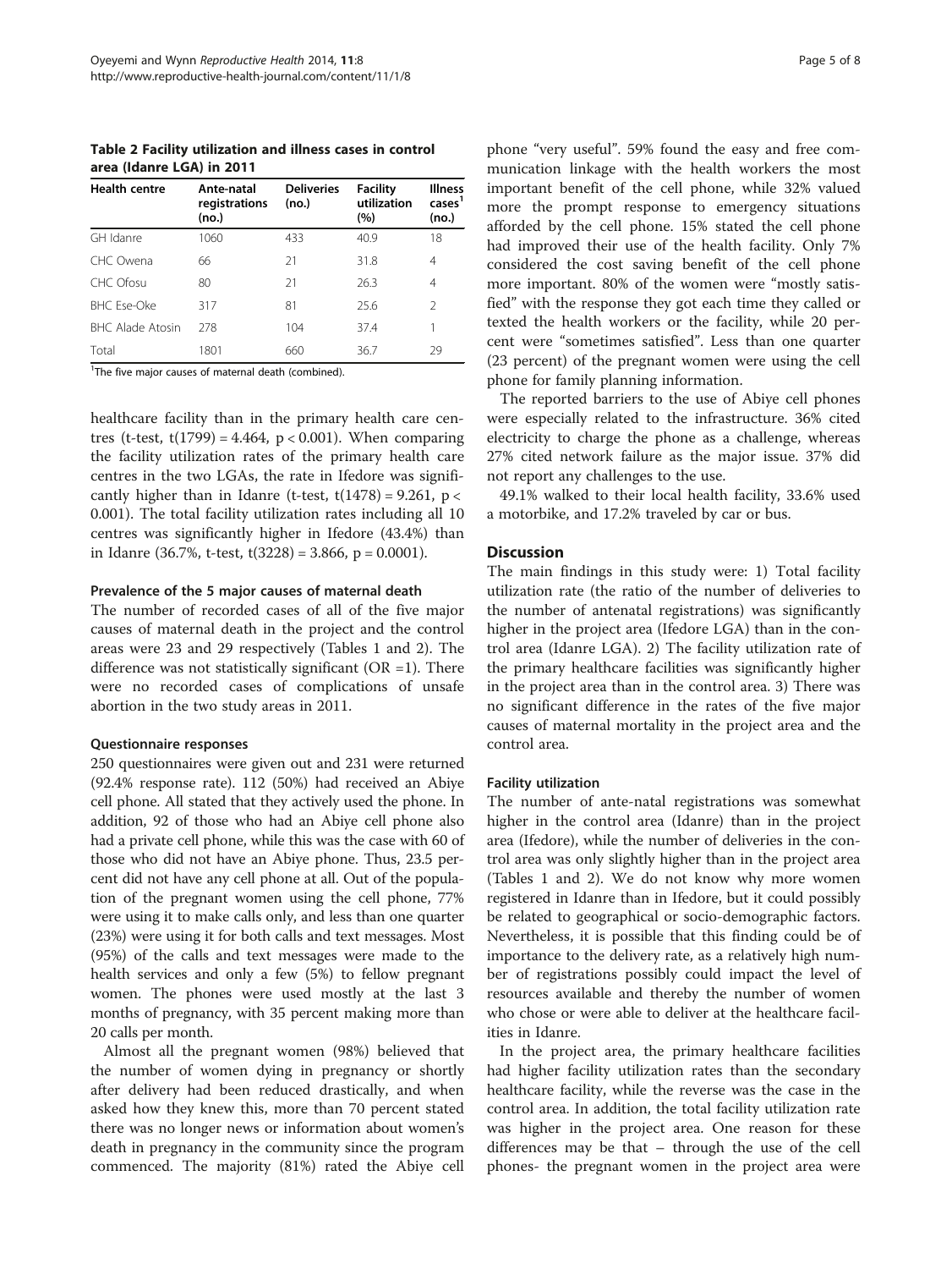**Table 2 Facility utilization and illness cases in control area (Idanre LGA) in 2011**

| Health centre | Ante-natal registrations (no.) | Deliveries (no.) | Facility utilization (%) | Illness cases[1] (no.) |
|---|---|---|---|---|
| GH Idanre | 1060 | 433 | 40.9 | 18 |
| CHC Owena | 66 | 21 | 31.8 | 4 |
| CHC Ofosu | 80 | 21 | 26.3 | 4 |
| BHC Ese-Oke | 317 | 81 | 25.6 | 2 |
| BHC Alade Atosin | 278 | 104 | 37.4 | 1 |
| Total | 1801 | 660 | 36.7 | 29 |

[1]The five major causes of maternal death (combined).

healthcare facility than in the primary health care centres (t-test, $t(1799) = 4.464$, $p < 0.001$). When comparing the facility utilization rates of the primary health care centres in the two LGAs, the rate in Ifedore was significantly higher than in Idanre (t-test, $t(1478) = 9.261$, $p < 0.001$). The total facility utilization rates including all 10 centres was significantly higher in Ifedore (43.4%) than in Idanre (36.7%, t-test, $t(3228) = 3.866$, $p = 0.0001$).

#### Prevalence of the 5 major causes of maternal death

The number of recorded cases of all of the five major causes of maternal death in the project and the control areas were 23 and 29 respectively (Tables 1 and 2). The difference was not statistically significant (OR =1). There were no recorded cases of complications of unsafe abortion in the two study areas in 2011.

#### Questionnaire responses

250 questionnaires were given out and 231 were returned (92.4% response rate). 112 (50%) had received an Abiye cell phone. All stated that they actively used the phone. In addition, 92 of those who had an Abiye cell phone also had a private cell phone, while this was the case with 60 of those who did not have an Abiye phone. Thus, 23.5 percent did not have any cell phone at all. Out of the population of the pregnant women using the cell phone, 77% were using it to make calls only, and less than one quarter (23%) were using it for both calls and text messages. Most (95%) of the calls and text messages were made to the health services and only a few (5%) to fellow pregnant women. The phones were used mostly at the last 3 months of pregnancy, with 35 percent making more than 20 calls per month.

Almost all the pregnant women (98%) believed that the number of women dying in pregnancy or shortly after delivery had been reduced drastically, and when asked how they knew this, more than 70 percent stated there was no longer news or information about women's death in pregnancy in the community since the program commenced. The majority (81%) rated the Abiye cell phone "very useful". 59% found the easy and free communication linkage with the health workers the most important benefit of the cell phone, while 32% valued more the prompt response to emergency situations afforded by the cell phone. 15% stated the cell phone had improved their use of the health facility. Only 7% considered the cost saving benefit of the cell phone more important. 80% of the women were "mostly satisfied" with the response they got each time they called or texted the health workers or the facility, while 20 percent were "sometimes satisfied". Less than one quarter (23 percent) of the pregnant women were using the cell phone for family planning information.

The reported barriers to the use of Abiye cell phones were especially related to the infrastructure. 36% cited electricity to charge the phone as a challenge, whereas 27% cited network failure as the major issue. 37% did not report any challenges to the use.

49.1% walked to their local health facility, 33.6% used a motorbike, and 17.2% traveled by car or bus.

## Discussion

The main findings in this study were: 1) Total facility utilization rate (the ratio of the number of deliveries to the number of antenatal registrations) was significantly higher in the project area (Ifedore LGA) than in the control area (Idanre LGA). 2) The facility utilization rate of the primary healthcare facilities was significantly higher in the project area than in the control area. 3) There was no significant difference in the rates of the five major causes of maternal mortality in the project area and the control area.

#### Facility utilization

The number of ante-natal registrations was somewhat higher in the control area (Idanre) than in the project area (Ifedore), while the number of deliveries in the control area was only slightly higher than in the project area (Tables 1 and 2). We do not know why more women registered in Idanre than in Ifedore, but it could possibly be related to geographical or socio-demographic factors. Nevertheless, it is possible that this finding could be of importance to the delivery rate, as a relatively high number of registrations possibly could impact the level of resources available and thereby the number of women who chose or were able to deliver at the healthcare facilities in Idanre.

In the project area, the primary healthcare facilities had higher facility utilization rates than the secondary healthcare facility, while the reverse was the case in the control area. In addition, the total facility utilization rate was higher in the project area. One reason for these differences may be that – through the use of the cell phones- the pregnant women in the project area were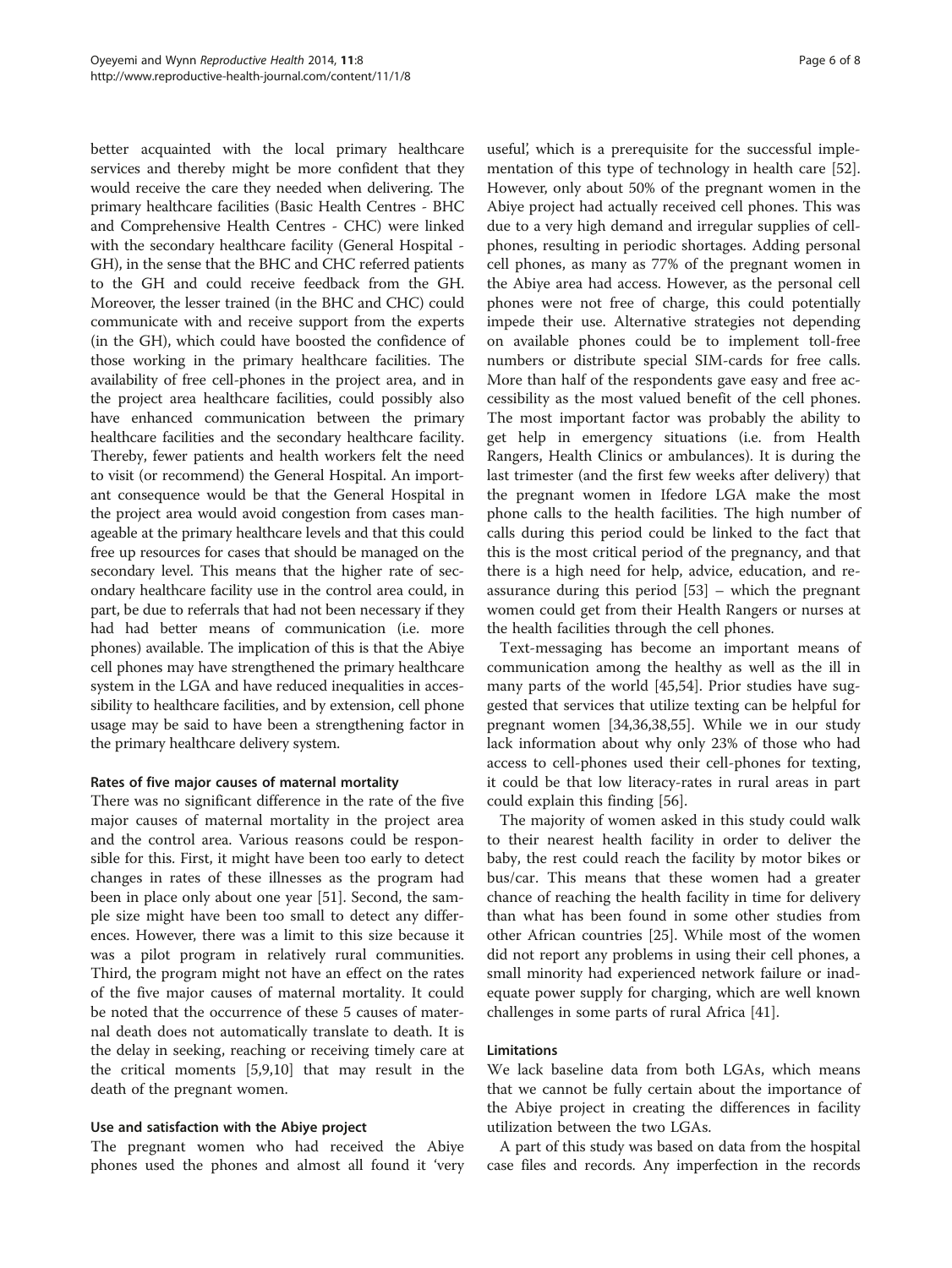better acquainted with the local primary healthcare services and thereby might be more confident that they would receive the care they needed when delivering. The primary healthcare facilities (Basic Health Centres - BHC and Comprehensive Health Centres - CHC) were linked with the secondary healthcare facility (General Hospital - GH), in the sense that the BHC and CHC referred patients to the GH and could receive feedback from the GH. Moreover, the lesser trained (in the BHC and CHC) could communicate with and receive support from the experts (in the GH), which could have boosted the confidence of those working in the primary healthcare facilities. The availability of free cell-phones in the project area, and in the project area healthcare facilities, could possibly also have enhanced communication between the primary healthcare facilities and the secondary healthcare facility. Thereby, fewer patients and health workers felt the need to visit (or recommend) the General Hospital. An important consequence would be that the General Hospital in the project area would avoid congestion from cases manageable at the primary healthcare levels and that this could free up resources for cases that should be managed on the secondary level. This means that the higher rate of secondary healthcare facility use in the control area could, in part, be due to referrals that had not been necessary if they had had better means of communication (i.e. more phones) available. The implication of this is that the Abiye cell phones may have strengthened the primary healthcare system in the LGA and have reduced inequalities in accessibility to healthcare facilities, and by extension, cell phone usage may be said to have been a strengthening factor in the primary healthcare delivery system.

### Rates of five major causes of maternal mortality

There was no significant difference in the rate of the five major causes of maternal mortality in the project area and the control area. Various reasons could be responsible for this. First, it might have been too early to detect changes in rates of these illnesses as the program had been in place only about one year [51]. Second, the sample size might have been too small to detect any differences. However, there was a limit to this size because it was a pilot program in relatively rural communities. Third, the program might not have an effect on the rates of the five major causes of maternal mortality. It could be noted that the occurrence of these 5 causes of maternal death does not automatically translate to death. It is the delay in seeking, reaching or receiving timely care at the critical moments [5,9,10] that may result in the death of the pregnant women.

### Use and satisfaction with the Abiye project

The pregnant women who had received the Abiye phones used the phones and almost all found it 'very useful', which is a prerequisite for the successful implementation of this type of technology in health care [52]. However, only about 50% of the pregnant women in the Abiye project had actually received cell phones. This was due to a very high demand and irregular supplies of cell-phones, resulting in periodic shortages. Adding personal cell phones, as many as 77% of the pregnant women in the Abiye area had access. However, as the personal cell phones were not free of charge, this could potentially impede their use. Alternative strategies not depending on available phones could be to implement toll-free numbers or distribute special SIM-cards for free calls. More than half of the respondents gave easy and free accessibility as the most valued benefit of the cell phones. The most important factor was probably the ability to get help in emergency situations (i.e. from Health Rangers, Health Clinics or ambulances). It is during the last trimester (and the first few weeks after delivery) that the pregnant women in Ifedore LGA make the most phone calls to the health facilities. The high number of calls during this period could be linked to the fact that this is the most critical period of the pregnancy, and that there is a high need for help, advice, education, and reassurance during this period [53] – which the pregnant women could get from their Health Rangers or nurses at the health facilities through the cell phones.

Text-messaging has become an important means of communication among the healthy as well as the ill in many parts of the world [45,54]. Prior studies have suggested that services that utilize texting can be helpful for pregnant women [34,36,38,55]. While we in our study lack information about why only 23% of those who had access to cell-phones used their cell-phones for texting, it could be that low literacy-rates in rural areas in part could explain this finding [56].

The majority of women asked in this study could walk to their nearest health facility in order to deliver the baby, the rest could reach the facility by motor bikes or bus/car. This means that these women had a greater chance of reaching the health facility in time for delivery than what has been found in some other studies from other African countries [25]. While most of the women did not report any problems in using their cell phones, a small minority had experienced network failure or inadequate power supply for charging, which are well known challenges in some parts of rural Africa [41].

### Limitations

We lack baseline data from both LGAs, which means that we cannot be fully certain about the importance of the Abiye project in creating the differences in facility utilization between the two LGAs.

A part of this study was based on data from the hospital case files and records. Any imperfection in the records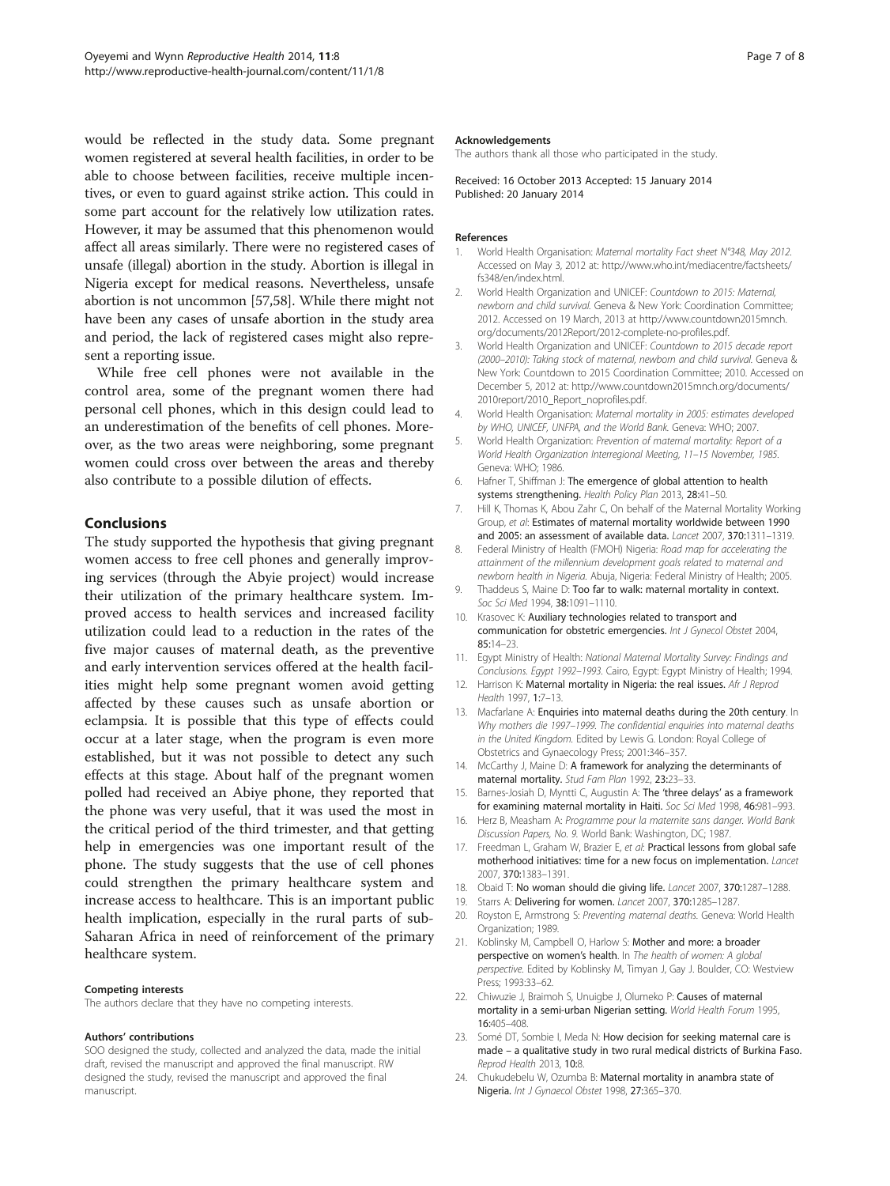would be reflected in the study data. Some pregnant women registered at several health facilities, in order to be able to choose between facilities, receive multiple incentives, or even to guard against strike action. This could in some part account for the relatively low utilization rates. However, it may be assumed that this phenomenon would affect all areas similarly. There were no registered cases of unsafe (illegal) abortion in the study. Abortion is illegal in Nigeria except for medical reasons. Nevertheless, unsafe abortion is not uncommon [57,58]. While there might not have been any cases of unsafe abortion in the study area and period, the lack of registered cases might also represent a reporting issue.

While free cell phones were not available in the control area, some of the pregnant women there had personal cell phones, which in this design could lead to an underestimation of the benefits of cell phones. Moreover, as the two areas were neighboring, some pregnant women could cross over between the areas and thereby also contribute to a possible dilution of effects.

## Conclusions

The study supported the hypothesis that giving pregnant women access to free cell phones and generally improving services (through the Abiye project) would increase their utilization of the primary healthcare system. Improved access to health services and increased facility utilization could lead to a reduction in the rates of the five major causes of maternal death, as the preventive and early intervention services offered at the health facilities might help some pregnant women avoid getting affected by these causes such as unsafe abortion or eclampsia. It is possible that this type of effects could occur at a later stage, when the program is even more established, but it was not possible to detect any such effects at this stage. About half of the pregnant women polled had received an Abiye phone, they reported that the phone was very useful, that it was used the most in the critical period of the third trimester, and that getting help in emergencies was one important result of the phone. The study suggests that the use of cell phones could strengthen the primary healthcare system and increase access to healthcare. This is an important public health implication, especially in the rural parts of sub-Saharan Africa in need of reinforcement of the primary healthcare system.

#### Competing interests

The authors declare that they have no competing interests.

#### Authors' contributions

SOO designed the study, collected and analyzed the data, made the initial draft, revised the manuscript and approved the final manuscript. RW designed the study, revised the manuscript and approved the final manuscript.

#### Acknowledgements

The authors thank all those who participated in the study.

Received: 16 October 2013 Accepted: 15 January 2014
Published: 20 January 2014

#### References

1. World Health Organisation: *Maternal mortality Fact sheet N°348, May 2012*. Accessed on May 3, 2012 at: http://www.who.int/mediacentre/factsheets/fs348/en/index.html.
2. World Health Organization and UNICEF: *Countdown to 2015: Maternal, newborn and child survival*. Geneva & New York: Coordination Committee; 2012. Accessed on 19 March, 2013 at http://www.countdown2015mnch.org/documents/2012Report/2012-complete-no-profiles.pdf.
3. World Health Organization and UNICEF: *Countdown to 2015 decade report (2000–2010): Taking stock of maternal, newborn and child survival*. Geneva & New York: Countdown to 2015 Coordination Committee; 2010. Accessed on December 5, 2012 at: http://www.countdown2015mnch.org/documents/2010report/2010_Report_noprofiles.pdf.
4. World Health Organisation: *Maternal mortality in 2005: estimates developed by WHO, UNICEF, UNFPA, and the World Bank*. Geneva: WHO; 2007.
5. World Health Organization: *Prevention of maternal mortality: Report of a World Health Organization Interregional Meeting, 11–15 November, 1985*. Geneva: WHO; 1986.
6. Hafner T, Shiffman J: **The emergence of global attention to health systems strengthening.** *Health Policy Plan* 2013, **28:**41–50.
7. Hill K, Thomas K, Abou Zahr C, On behalf of the Maternal Mortality Working Group, *et al*: **Estimates of maternal mortality worldwide between 1990 and 2005: an assessment of available data.** *Lancet* 2007, **370:**1311–1319.
8. Federal Ministry of Health (FMOH) Nigeria: *Road map for accelerating the attainment of the millennium development goals related to maternal and newborn health in Nigeria*. Abuja, Nigeria: Federal Ministry of Health; 2005.
9. Thaddeus S, Maine D: **Too far to walk: maternal mortality in context.** *Soc Sci Med* 1994, **38:**1091–1110.
10. Krasovec K: **Auxiliary technologies related to transport and communication for obstetric emergencies.** *Int J Gynecol Obstet* 2004, **85:**14–23.
11. Egypt Ministry of Health: *National Maternal Mortality Survey: Findings and Conclusions. Egypt 1992–1993*. Cairo, Egypt: Egypt Ministry of Health; 1994.
12. Harrison K: **Maternal mortality in Nigeria: the real issues.** *Afr J Reprod Health* 1997, **1:**7–13.
13. Macfarlane A: **Enquiries into maternal deaths during the 20th century.** In *Why mothers die 1997–1999. The confidential enquiries into maternal deaths in the United Kingdom*. Edited by Lewis G. London: Royal College of Obstetrics and Gynaecology Press; 2001:346–357.
14. McCarthy J, Maine D: **A framework for analyzing the determinants of maternal mortality.** *Stud Fam Plan* 1992, **23:**23–33.
15. Barnes-Josiah D, Myntti C, Augustin A: **The 'three delays' as a framework for examining maternal mortality in Haiti.** *Soc Sci Med* 1998, **46:**981–993.
16. Herz B, Measham A: *Programme pour la maternite sans danger. World Bank Discussion Papers, No. 9*. World Bank: Washington, DC; 1987.
17. Freedman L, Graham W, Brazier E, *et al*: **Practical lessons from global safe motherhood initiatives: time for a new focus on implementation.** *Lancet* 2007, **370:**1383–1391.
18. Obaid T: **No woman should die giving life.** *Lancet* 2007, **370:**1287–1288.
19. Starrs A: **Delivering for women.** *Lancet* 2007, **370:**1285–1287.
20. Royston E, Armstrong S: *Preventing maternal deaths*. Geneva: World Health Organization; 1989.
21. Koblinsky M, Campbell O, Harlow S: **Mother and more: a broader perspective on women's health.** In *The health of women: A global perspective*. Edited by Koblinsky M, Timyan J, Gay J. Boulder, CO: Westview Press; 1993:33–62.
22. Chiwuzie J, Braimoh S, Unuigbe J, Olumeko P: **Causes of maternal mortality in a semi-urban Nigerian setting.** *World Health Forum* 1995, **16:**405–408.
23. Somé DT, Sombie I, Meda N: **How decision for seeking maternal care is made – a qualitative study in two rural medical districts of Burkina Faso.** *Reprod Health* 2013, **10:**8.
24. Chukudebelu W, Ozumba B: **Maternal mortality in anambra state of Nigeria.** *Int J Gynaecol Obstet* 1998, **27:**365–370.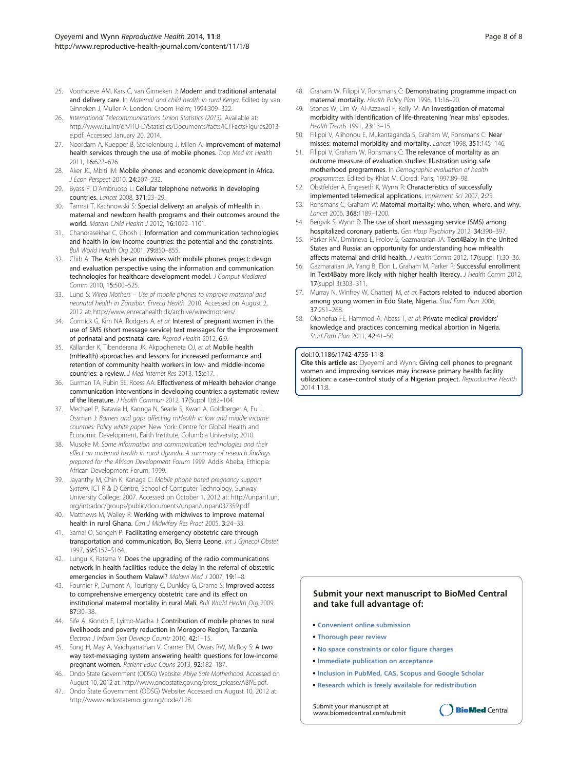25. Voorhoeve AM, Kars C, van Ginneken J: **Modern and traditional antenatal and delivery care**. In *Maternal and child health in rural Kenya*. Edited by van Ginneken J, Muller A. London: Croom Helm; 1994:309–322.
26. *International Telecommunications Union Statistics (2013)*. Available at: http://www.itu.int/en/ITU-D/Statistics/Documents/facts/ICTFactsFigures2013-e.pdf. Accessed January 20, 2014.
27. Noordam A, Kuepper B, Stekelenburg J, Milen A: **Improvement of maternal health services through the use of mobile phones.** *Trop Med Int Health* 2011, **16:**622–626.
28. Aker JC, Mbiti IM: **Mobile phones and economic development in Africa.** *J Econ Perspect* 2010, **24:**207–232.
29. Byass P, D'Ambruoso L: **Cellular telephone networks in developing countries.** *Lancet* 2008, **371:**23–29.
30. Tamrat T, Kachnowski S: **Special delivery: an analysis of mHealth in maternal and newborn health programs and their outcomes around the world.** *Matern Child Health J* 2012, **16:**1092–1101.
31. Chandrasekhar C, Ghosh J: **Information and communication technologies and health in low income countries: the potential and the constraints.** *Bull World Health Org* 2001, **79:**850–855.
32. Chib A: **The Aceh besar midwives with mobile phones project: design and evaluation perspective using the information and communication technologies for healthcare development model.** *J Comput Mediated Comm* 2010, **15:**500–525.
33. Lund S: *Wired Mothers – Use of mobile phones to improve maternal and neonatal health in Zanzibar. Enreca Health.* 2010. Accessed on August 2, 2012 at: http://www.enrecahealth.dk/archive/wiredmothers/.
34. Cormick G, Kim NA, Rodgers A, *et al*: **Interest of pregnant women in the use of SMS (short message service) text messages for the improvement of perinatal and postnatal care.** *Reprod Health* 2012, **6:**9.
35. Källander K, Tibenderana JK, Akpogheneta OJ, *et al*: **Mobile health (mHealth) approaches and lessons for increased performance and retention of community health workers in low- and middle-income countries: a review.** *J Med Internet Res* 2013, **15:**e17.
36. Gurman TA, Rubin SE, Roess AA: **Effectiveness of mHealth behavior change communication interventions in developing countries: a systematic review of the literature.** *J Health Commun* 2012, **17**(Suppl 1):82–104.
37. Mechael P, Batavia H, Kaonga N, Searle S, Kwan A, Goldberger A, Fu L, Ossman J: *Barriers and gaps affecting mHealth in low and middle income countries: Policy white paper.* New York: Centre for Global Health and Economic Development, Earth Institute, Columbia University; 2010.
38. Musoke M: *Some information and communication technologies and their effect on maternal health in rural Uganda. A summary of research findings prepared for the African Development Forum 1999.* Addis Abeba, Ethiopia: African Development Forum; 1999.
39. Jayanthy M, Chin K, Kanaga C: *Mobile phone based pregnancy support System.* ICT R & D Centre, School of Computer Technology, Sunway University College; 2007. Accessed on October 1, 2012 at: http://unpan1.un.org/intradoc/groups/public/documents/unpan/unpan037359.pdf.
40. Matthews M, Walley R: **Working with midwives to improve maternal health in rural Ghana.** *Can J Midwifery Res Pract* 2005, **3:**24–33.
41. Samai O, Sengeh P: **Facilitating emergency obstetric care through transportation and communication, Bo, Sierra Leone.** *Int J Gynecol Obstet* 1997, **59:**S157–S164.
42. Lungu K, Ratsma Y: **Does the upgrading of the radio communications network in health facilities reduce the delay in the referral of obstetric emergencies in Southern Malawi?** *Malawi Med J* 2007, 19:1–8.
43. Fournier P, Dumont A, Tourigny C, Dunkley G, Drame S: **Improved access to comprehensive emergency obstetric care and its effect on institutional maternal mortality in rural Mali.** *Bull World Health Org* 2009, **87:**30–38.
44. Sife A, Kiondo E, Lyimo-Macha J: **Contribution of mobile phones to rural livelihoods and poverty reduction in Morogoro Region, Tanzania.** *Electron J Inform Syst Develop Countr* 2010, **42:**1–15.
45. Sung H, May A, Vaidhyanathan V, Cramer EM, Owais RW, McRoy S: **A two way text-messaging system answering health questions for low-income pregnant women.** *Patient Educ Couns* 2013, **92:**182–187.
46. Ondo State Government (ODSG) Website: *Abiye Safe Motherhood.* Accessed on August 10, 2012 at: http://www.ondostate.gov.ng/press_release/ABIYE.pdf.
47. Ondo State Government (ODSG) Website: Accessed on August 10, 2012 at: http://www.ondostatemoi.gov.ng/node/128.
48. Graham W, Filippi V, Ronsmans C: **Demonstrating programme impact on maternal mortality.** *Health Policy Plan* 1996, **11:**16–20.
49. Stones W, Lim W, Al-Azzawai F, Kelly M: **An investigation of maternal morbidity with identification of life-threatening 'near miss' episodes.** *Health Trends* 1991, **23:**13–15.
50. Filippi V, Alihonou E, Mukantaganda S, Graham W, Ronsmans C: **Near misses: maternal morbidity and mortality.** *Lancet* 1998, **351:**145–146.
51. Filippi V, Graham W, Ronsmans C: **The relevance of mortality as an outcome measure of evaluation studies: Illustration using safe motherhood programmes.** In *Demographic evaluation of health programmes.* Edited by Khlat M. Cicred: Paris; 1997:89–98.
52. Obstfelder A, Engeseth K, Wynn R: **Characteristics of successfully implemented telemedical applications.** *Implement Sci* 2007, **2:**25.
53. Ronsmans C, Graham W: **Maternal mortality: who, when, where, and why.** *Lancet* 2006, **368:**1189–1200.
54. Bergvik S, Wynn R: **The use of short messaging service (SMS) among hospitalized coronary patients.** *Gen Hosp Psychiatry* 2012, **34:**390–397.
55. Parker RM, Dmitrieva E, Frolov S, Gazmararian JA: **Text4Baby In the United States and Russia: an opportunity for understanding how mHealth affects maternal and child health.** *J Health Comm* 2012, **17**(suppl 1):30–36.
56. Gazmararian JA, Yang B, Elon L, Graham M, Parker R: **Successful enrollment in Text4Baby more likely with higher health literacy.** *J Health Comm* 2012, **17**(suppl 3):303–311.
57. Murray N, Winfrey W, Chatterji M, *et al*: **Factors related to induced abortion among young women in Edo State, Nigeria.** *Stud Fam Plan* 2006, **37:**251–268.
58. Okonofua FE, Hammed A, Abass T, *et al*: **Private medical providers' knowledge and practices concerning medical abortion in Nigeria.** *Stud Fam Plan* 2011, **42:**41–50.

doi:10.1186/1742-4755-11-8

**Cite this article as:** Oyeyemi and Wynn: Giving cell phones to pregnant women and improving services may increase primary health facility utilization: a case–control study of a Nigerian project. *Reproductive Health* 2014 **11**:8.

**Submit your next manuscript to BioMed Central and take full advantage of:**

- **Convenient online submission**
- **Thorough peer review**
- **No space constraints or color figure charges**
- **Immediate publication on acceptance**
- **Inclusion in PubMed, CAS, Scopus and Google Scholar**
- **Research which is freely available for redistribution**

Submit your manuscript at www.biomedcentral.com/submit

BioMed Central